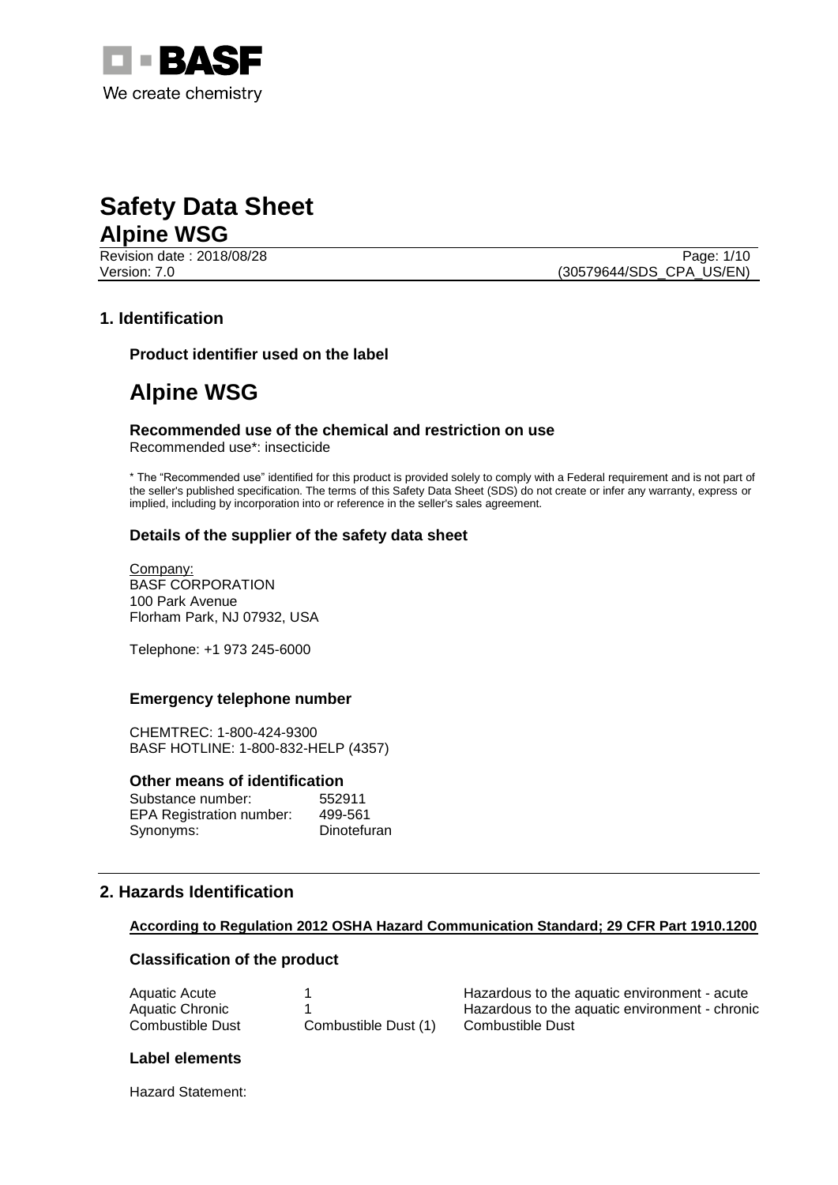We create chemistry

# Safety Data Sheet

## Alpine WSG

Revision date : 2018/08/28

Version: 7.0 (30579644/SDS_CPA_US/EN)

## 1. Identification

### Product identifier used on the label

# Alpine WSG

### Recommended use of the chemical and restriction on use

Recommended use*: insecticide

* The "Recommended use" identified for this product is provided solely to comply with a Federal requirement and is not part of the seller's published specification. The terms of this Safety Data Sheet (SDS) do not create or infer any warranty, express or implied, including by incorporation into or reference in the seller's sales agreement.

### Details of the supplier of the safety data sheet

Company:
BASF CORPORATION
100 Park Avenue
Florham Park, NJ 07932, USA

Telephone: +1 973 245-6000

### Emergency telephone number

CHEMTREC: 1-800-424-9300
BASF HOTLINE: 1-800-832-HELP (4357)

### Other means of identification

| | |
|---|---|
| Substance number: | 552911 |
| EPA Registration number: | 499-561 |
| Synonyms: | Dinotefuran |

## 2. Hazards Identification

**According to Regulation 2012 OSHA Hazard Communication Standard; 29 CFR Part 1910.1200**

### Classification of the product

| | | |
|---|---|---|
| Aquatic Acute | 1 | Hazardous to the aquatic environment - acute |
| Aquatic Chronic | 1 | Hazardous to the aquatic environment - chronic |
| Combustible Dust | Combustible Dust (1) | Combustible Dust |

### Label elements

Hazard Statement: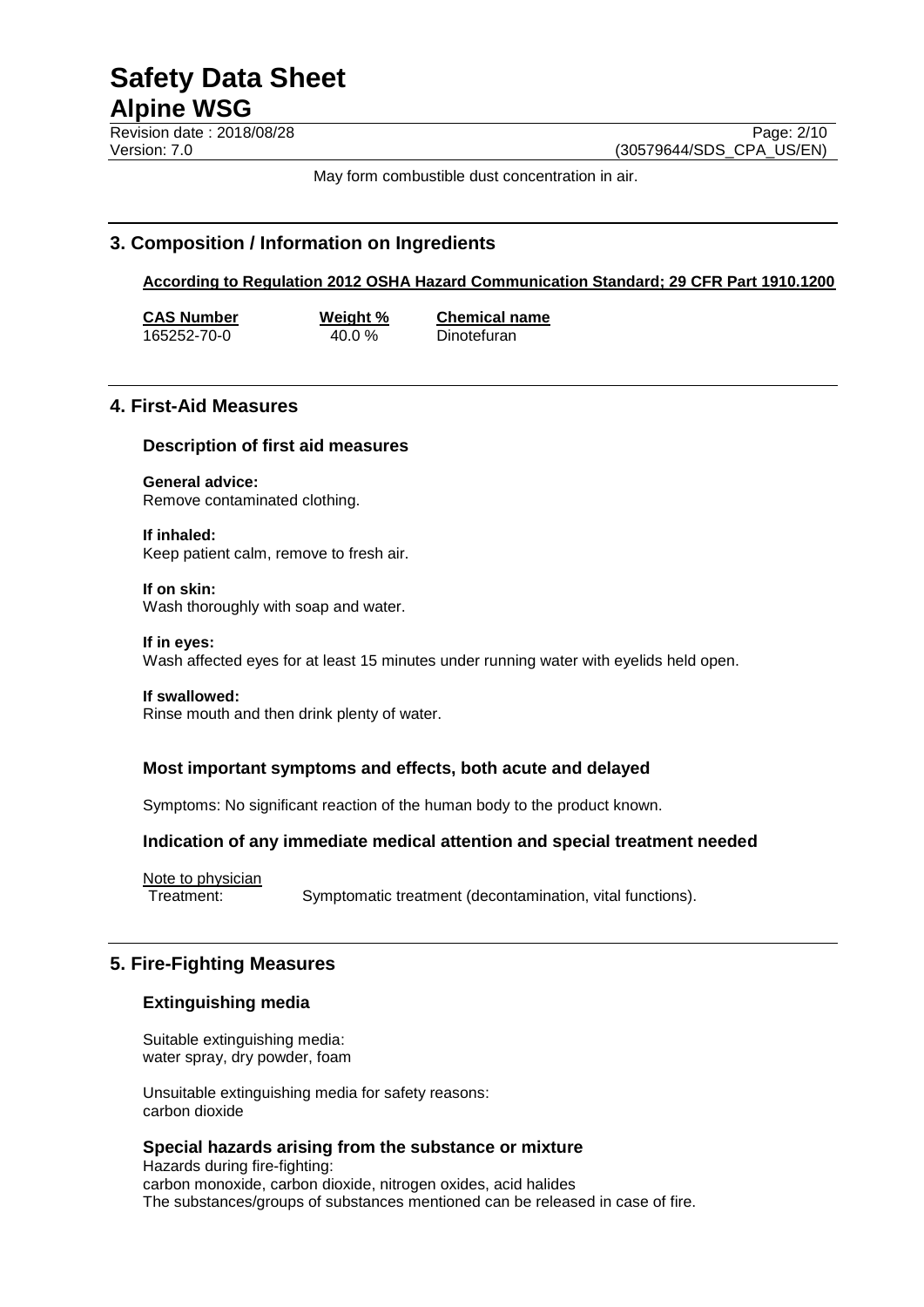May form combustible dust concentration in air.

## 3. Composition / Information on Ingredients

**According to Regulation 2012 OSHA Hazard Communication Standard; 29 CFR Part 1910.1200**

| CAS Number | Weight % | Chemical name |
| --- | --- | --- |
| 165252-70-0 | 40.0 % | Dinotefuran |

## 4. First-Aid Measures

### Description of first aid measures

**General advice:**
Remove contaminated clothing.

**If inhaled:**
Keep patient calm, remove to fresh air.

**If on skin:**
Wash thoroughly with soap and water.

**If in eyes:**
Wash affected eyes for at least 15 minutes under running water with eyelids held open.

**If swallowed:**
Rinse mouth and then drink plenty of water.

### Most important symptoms and effects, both acute and delayed

Symptoms: No significant reaction of the human body to the product known.

### Indication of any immediate medical attention and special treatment needed

Note to physician
Treatment: Symptomatic treatment (decontamination, vital functions).

## 5. Fire-Fighting Measures

### Extinguishing media

Suitable extinguishing media:
water spray, dry powder, foam

Unsuitable extinguishing media for safety reasons:
carbon dioxide

### Special hazards arising from the substance or mixture

Hazards during fire-fighting:
carbon monoxide, carbon dioxide, nitrogen oxides, acid halides
The substances/groups of substances mentioned can be released in case of fire.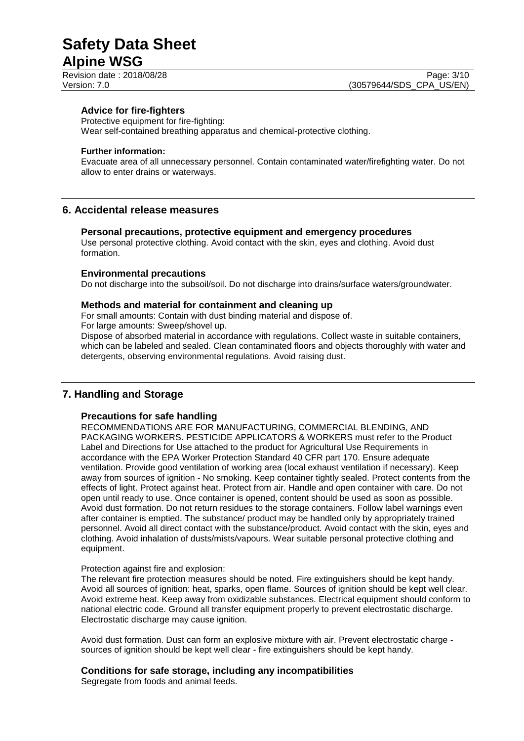### Advice for fire-fighters

Protective equipment for fire-fighting:
Wear self-contained breathing apparatus and chemical-protective clothing.

**Further information:**
Evacuate area of all unnecessary personnel. Contain contaminated water/firefighting water. Do not allow to enter drains or waterways.

## 6. Accidental release measures

### Personal precautions, protective equipment and emergency procedures

Use personal protective clothing. Avoid contact with the skin, eyes and clothing. Avoid dust formation.

### Environmental precautions

Do not discharge into the subsoil/soil. Do not discharge into drains/surface waters/groundwater.

### Methods and material for containment and cleaning up

For small amounts: Contain with dust binding material and dispose of.
For large amounts: Sweep/shovel up.
Dispose of absorbed material in accordance with regulations. Collect waste in suitable containers, which can be labeled and sealed. Clean contaminated floors and objects thoroughly with water and detergents, observing environmental regulations. Avoid raising dust.

## 7. Handling and Storage

### Precautions for safe handling

RECOMMENDATIONS ARE FOR MANUFACTURING, COMMERCIAL BLENDING, AND PACKAGING WORKERS. PESTICIDE APPLICATORS & WORKERS must refer to the Product Label and Directions for Use attached to the product for Agricultural Use Requirements in accordance with the EPA Worker Protection Standard 40 CFR part 170. Ensure adequate ventilation. Provide good ventilation of working area (local exhaust ventilation if necessary). Keep away from sources of ignition - No smoking. Keep container tightly sealed. Protect contents from the effects of light. Protect against heat. Protect from air. Handle and open container with care. Do not open until ready to use. Once container is opened, content should be used as soon as possible. Avoid dust formation. Do not return residues to the storage containers. Follow label warnings even after container is emptied. The substance/ product may be handled only by appropriately trained personnel. Avoid all direct contact with the substance/product. Avoid contact with the skin, eyes and clothing. Avoid inhalation of dusts/mists/vapours. Wear suitable personal protective clothing and equipment.

Protection against fire and explosion:
The relevant fire protection measures should be noted. Fire extinguishers should be kept handy. Avoid all sources of ignition: heat, sparks, open flame. Sources of ignition should be kept well clear. Avoid extreme heat. Keep away from oxidizable substances. Electrical equipment should conform to national electric code. Ground all transfer equipment properly to prevent electrostatic discharge. Electrostatic discharge may cause ignition.

Avoid dust formation. Dust can form an explosive mixture with air. Prevent electrostatic charge - sources of ignition should be kept well clear - fire extinguishers should be kept handy.

### Conditions for safe storage, including any incompatibilities

Segregate from foods and animal feeds.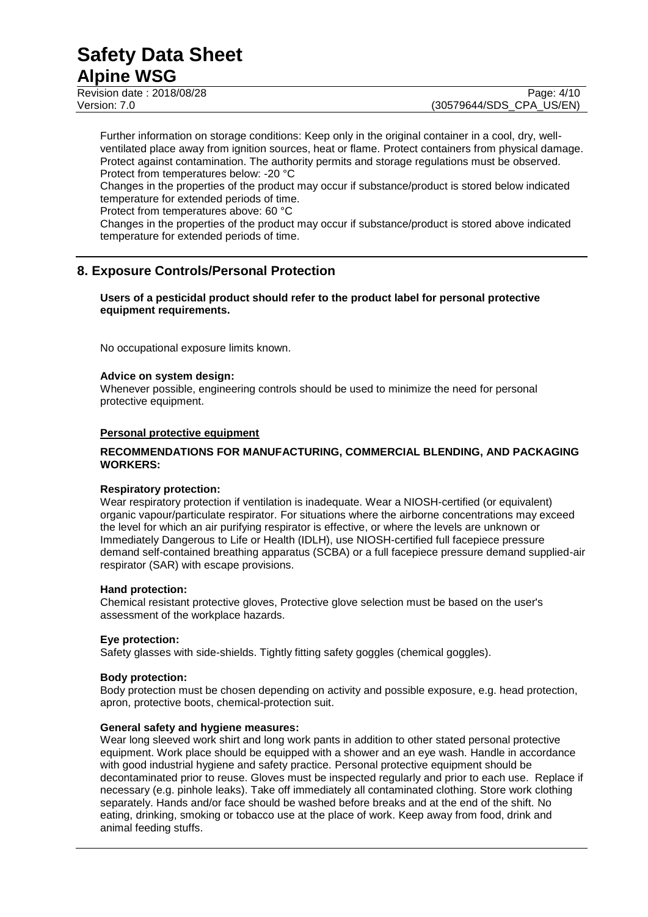Further information on storage conditions: Keep only in the original container in a cool, dry, well-ventilated place away from ignition sources, heat or flame. Protect containers from physical damage. Protect against contamination. The authority permits and storage regulations must be observed.
Protect from temperatures below: -20 °C
Changes in the properties of the product may occur if substance/product is stored below indicated temperature for extended periods of time.
Protect from temperatures above: 60 °C
Changes in the properties of the product may occur if substance/product is stored above indicated temperature for extended periods of time.

## 8. Exposure Controls/Personal Protection

**Users of a pesticidal product should refer to the product label for personal protective equipment requirements.**

No occupational exposure limits known.

**Advice on system design:**
Whenever possible, engineering controls should be used to minimize the need for personal protective equipment.

**Personal protective equipment**

**RECOMMENDATIONS FOR MANUFACTURING, COMMERCIAL BLENDING, AND PACKAGING WORKERS:**

**Respiratory protection:**
Wear respiratory protection if ventilation is inadequate. Wear a NIOSH-certified (or equivalent) organic vapour/particulate respirator. For situations where the airborne concentrations may exceed the level for which an air purifying respirator is effective, or where the levels are unknown or Immediately Dangerous to Life or Health (IDLH), use NIOSH-certified full facepiece pressure demand self-contained breathing apparatus (SCBA) or a full facepiece pressure demand supplied-air respirator (SAR) with escape provisions.

**Hand protection:**
Chemical resistant protective gloves, Protective glove selection must be based on the user's assessment of the workplace hazards.

**Eye protection:**
Safety glasses with side-shields. Tightly fitting safety goggles (chemical goggles).

**Body protection:**
Body protection must be chosen depending on activity and possible exposure, e.g. head protection, apron, protective boots, chemical-protection suit.

**General safety and hygiene measures:**
Wear long sleeved work shirt and long work pants in addition to other stated personal protective equipment. Work place should be equipped with a shower and an eye wash. Handle in accordance with good industrial hygiene and safety practice. Personal protective equipment should be decontaminated prior to reuse. Gloves must be inspected regularly and prior to each use. Replace if necessary (e.g. pinhole leaks). Take off immediately all contaminated clothing. Store work clothing separately. Hands and/or face should be washed before breaks and at the end of the shift. No eating, drinking, smoking or tobacco use at the place of work. Keep away from food, drink and animal feeding stuffs.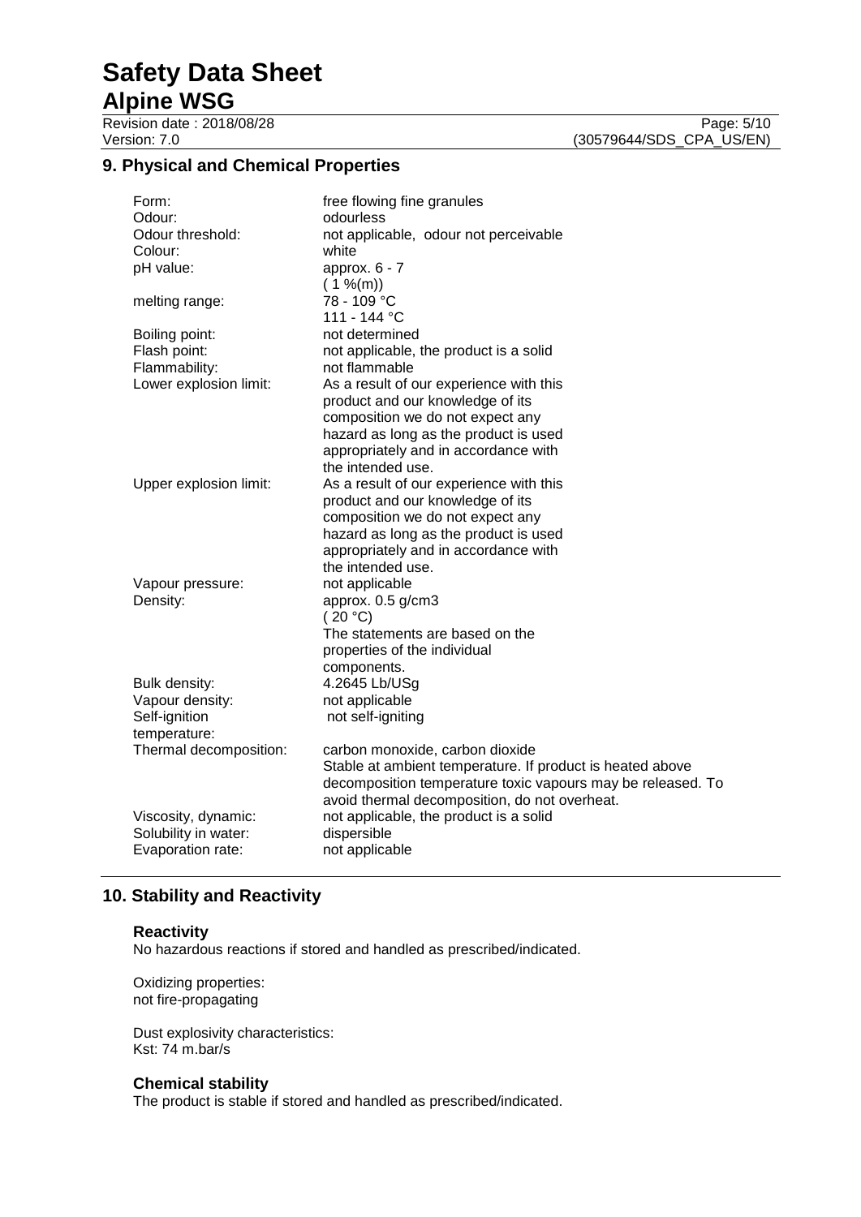## 9. Physical and Chemical Properties

| | |
|---|---|
| Form: | free flowing fine granules |
| Odour: | odourless |
| Odour threshold: | not applicable, odour not perceivable |
| Colour: | white |
| pH value: | approx. 6 - 7 (1 %(m)) |
| melting range: | 78 - 109 °C<br>111 - 144 °C |
| Boiling point: | not determined |
| Flash point: | not applicable, the product is a solid |
| Flammability: | not flammable |
| Lower explosion limit: | As a result of our experience with this product and our knowledge of its composition we do not expect any hazard as long as the product is used appropriately and in accordance with the intended use. |
| Upper explosion limit: | As a result of our experience with this product and our knowledge of its composition we do not expect any hazard as long as the product is used appropriately and in accordance with the intended use. |
| Vapour pressure: | not applicable |
| Density: | approx. 0.5 g/cm3 (20 °C)<br>The statements are based on the properties of the individual components. |
| Bulk density: | 4.2645 Lb/USg |
| Vapour density: | not applicable |
| Self-ignition temperature: | not self-igniting |
| Thermal decomposition: | carbon monoxide, carbon dioxide<br>Stable at ambient temperature. If product is heated above decomposition temperature toxic vapours may be released. To avoid thermal decomposition, do not overheat. |
| Viscosity, dynamic: | not applicable, the product is a solid |
| Solubility in water: | dispersible |
| Evaporation rate: | not applicable |

## 10. Stability and Reactivity

### Reactivity

No hazardous reactions if stored and handled as prescribed/indicated.

Oxidizing properties:
not fire-propagating

Dust explosivity characteristics:
Kst: 74 m.bar/s

### Chemical stability

The product is stable if stored and handled as prescribed/indicated.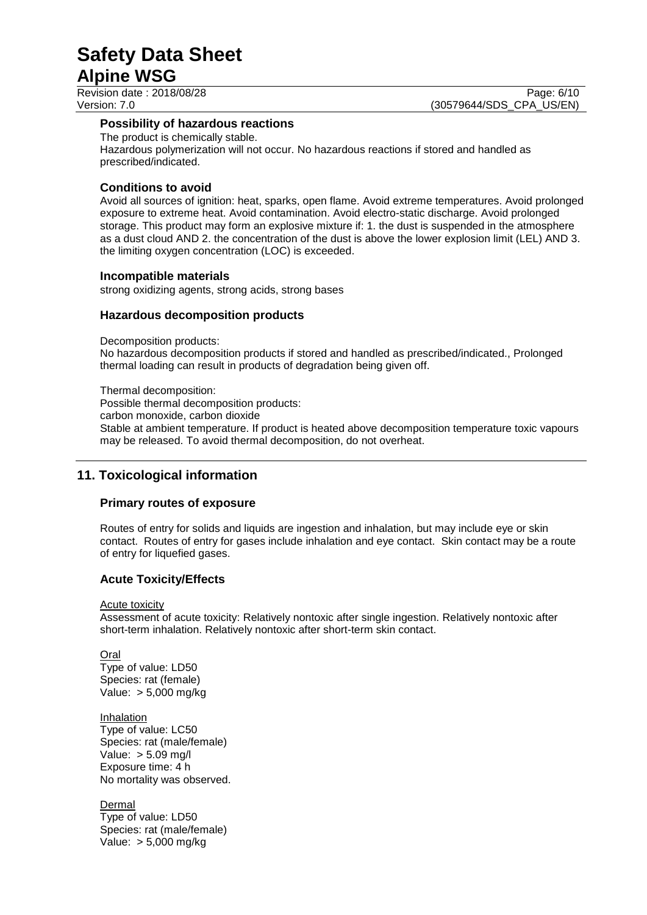### Possibility of hazardous reactions

The product is chemically stable.
Hazardous polymerization will not occur. No hazardous reactions if stored and handled as prescribed/indicated.

### Conditions to avoid

Avoid all sources of ignition: heat, sparks, open flame. Avoid extreme temperatures. Avoid prolonged exposure to extreme heat. Avoid contamination. Avoid electro-static discharge. Avoid prolonged storage. This product may form an explosive mixture if: 1. the dust is suspended in the atmosphere as a dust cloud AND 2. the concentration of the dust is above the lower explosion limit (LEL) AND 3. the limiting oxygen concentration (LOC) is exceeded.

### Incompatible materials

strong oxidizing agents, strong acids, strong bases

### Hazardous decomposition products

Decomposition products:
No hazardous decomposition products if stored and handled as prescribed/indicated., Prolonged thermal loading can result in products of degradation being given off.

Thermal decomposition:
Possible thermal decomposition products:
carbon monoxide, carbon dioxide
Stable at ambient temperature. If product is heated above decomposition temperature toxic vapours may be released. To avoid thermal decomposition, do not overheat.

## 11. Toxicological information

### Primary routes of exposure

Routes of entry for solids and liquids are ingestion and inhalation, but may include eye or skin contact. Routes of entry for gases include inhalation and eye contact. Skin contact may be a route of entry for liquefied gases.

### Acute Toxicity/Effects

Acute toxicity
Assessment of acute toxicity: Relatively nontoxic after single ingestion. Relatively nontoxic after short-term inhalation. Relatively nontoxic after short-term skin contact.

Oral
Type of value: LD50
Species: rat (female)
Value: > 5,000 mg/kg

Inhalation
Type of value: LC50
Species: rat (male/female)
Value: > 5.09 mg/l
Exposure time: 4 h
No mortality was observed.

Dermal
Type of value: LD50
Species: rat (male/female)
Value: > 5,000 mg/kg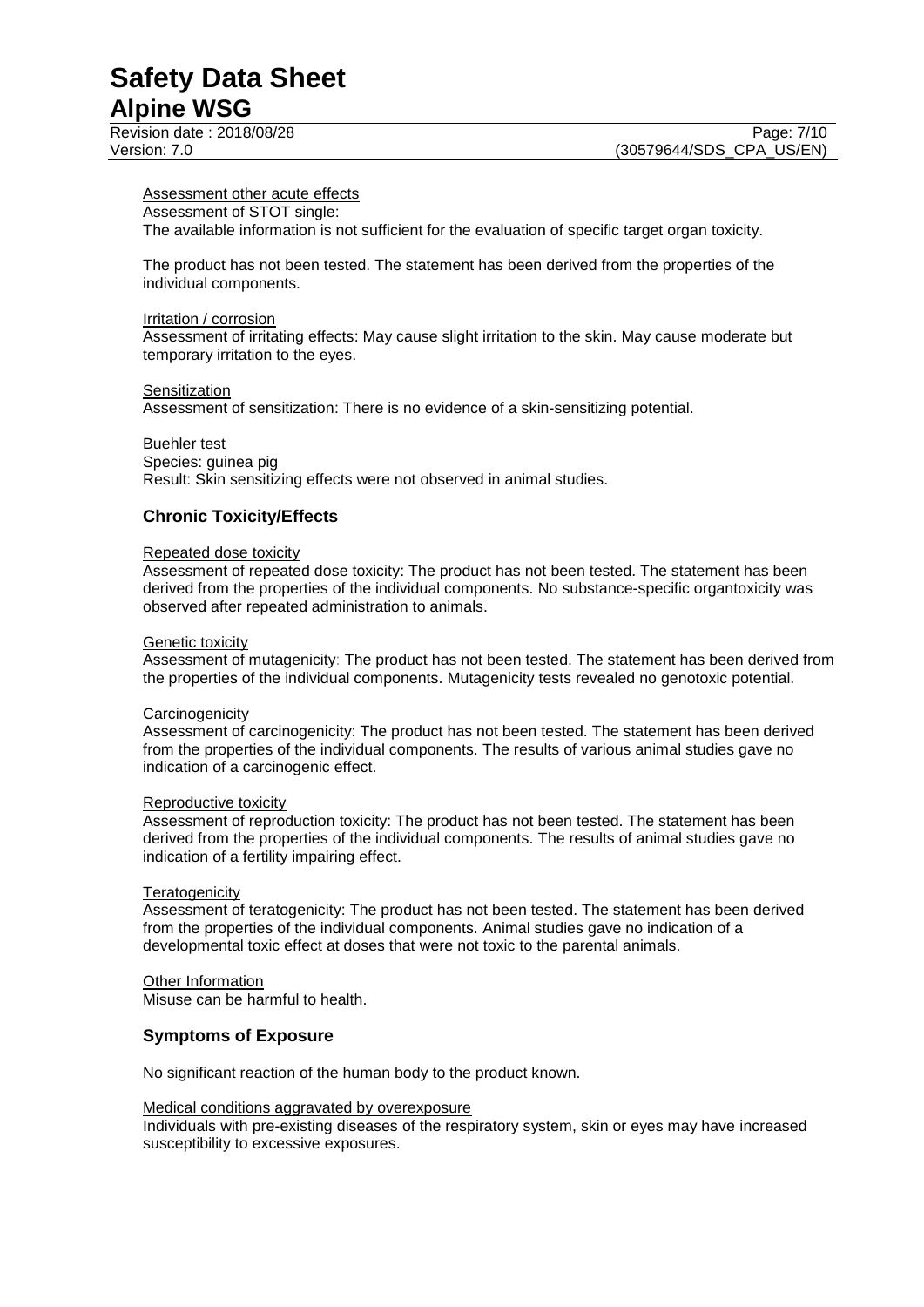Assessment other acute effects

Assessment of STOT single:

The available information is not sufficient for the evaluation of specific target organ toxicity.

The product has not been tested. The statement has been derived from the properties of the individual components.

Irritation / corrosion

Assessment of irritating effects: May cause slight irritation to the skin. May cause moderate but temporary irritation to the eyes.

Sensitization

Assessment of sensitization: There is no evidence of a skin-sensitizing potential.

Buehler test
Species: guinea pig
Result: Skin sensitizing effects were not observed in animal studies.

## Chronic Toxicity/Effects

Repeated dose toxicity

Assessment of repeated dose toxicity: The product has not been tested. The statement has been derived from the properties of the individual components. No substance-specific organtoxicity was observed after repeated administration to animals.

Genetic toxicity

Assessment of mutagenicity: The product has not been tested. The statement has been derived from the properties of the individual components. Mutagenicity tests revealed no genotoxic potential.

Carcinogenicity

Assessment of carcinogenicity: The product has not been tested. The statement has been derived from the properties of the individual components. The results of various animal studies gave no indication of a carcinogenic effect.

Reproductive toxicity

Assessment of reproduction toxicity: The product has not been tested. The statement has been derived from the properties of the individual components. The results of animal studies gave no indication of a fertility impairing effect.

Teratogenicity

Assessment of teratogenicity: The product has not been tested. The statement has been derived from the properties of the individual components. Animal studies gave no indication of a developmental toxic effect at doses that were not toxic to the parental animals.

Other Information

Misuse can be harmful to health.

## Symptoms of Exposure

No significant reaction of the human body to the product known.

Medical conditions aggravated by overexposure

Individuals with pre-existing diseases of the respiratory system, skin or eyes may have increased susceptibility to excessive exposures.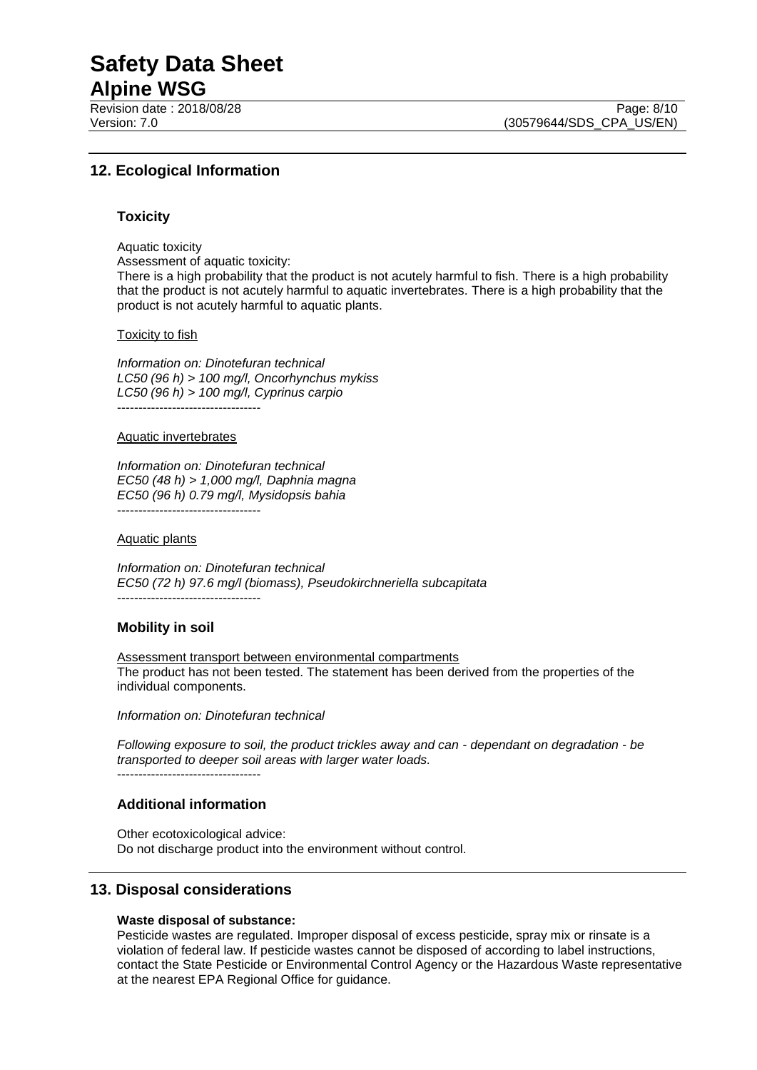## 12. Ecological Information

### Toxicity

Aquatic toxicity
Assessment of aquatic toxicity:
There is a high probability that the product is not acutely harmful to fish. There is a high probability that the product is not acutely harmful to aquatic invertebrates. There is a high probability that the product is not acutely harmful to aquatic plants.

Toxicity to fish

*Information on: Dinotefuran technical*
*LC50 (96 h) > 100 mg/l, Oncorhynchus mykiss*
*LC50 (96 h) > 100 mg/l, Cyprinus carpio*
----------------------------------

Aquatic invertebrates

*Information on: Dinotefuran technical*
*EC50 (48 h) > 1,000 mg/l, Daphnia magna*
*EC50 (96 h) 0.79 mg/l, Mysidopsis bahia*
----------------------------------

Aquatic plants

*Information on: Dinotefuran technical*
*EC50 (72 h) 97.6 mg/l (biomass), Pseudokirchneriella subcapitata*
----------------------------------

### Mobility in soil

Assessment transport between environmental compartments
The product has not been tested. The statement has been derived from the properties of the individual components.

*Information on: Dinotefuran technical*

*Following exposure to soil, the product trickles away and can - dependant on degradation - be transported to deeper soil areas with larger water loads.*
----------------------------------

### Additional information

Other ecotoxicological advice:
Do not discharge product into the environment without control.

## 13. Disposal considerations

**Waste disposal of substance:**
Pesticide wastes are regulated. Improper disposal of excess pesticide, spray mix or rinsate is a violation of federal law. If pesticide wastes cannot be disposed of according to label instructions, contact the State Pesticide or Environmental Control Agency or the Hazardous Waste representative at the nearest EPA Regional Office for guidance.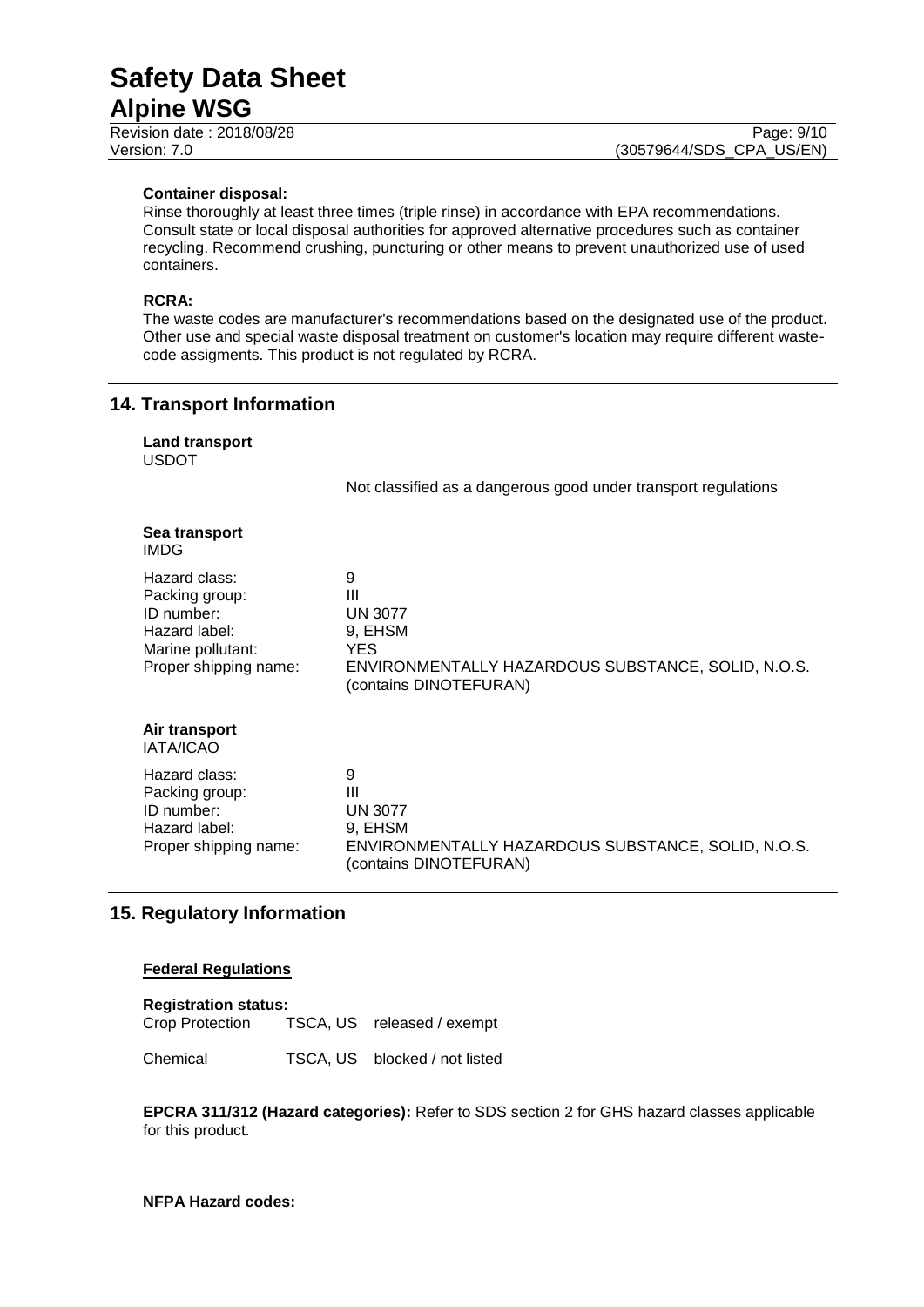**Container disposal:**

Rinse thoroughly at least three times (triple rinse) in accordance with EPA recommendations. Consult state or local disposal authorities for approved alternative procedures such as container recycling. Recommend crushing, puncturing or other means to prevent unauthorized use of used containers.

**RCRA:**

The waste codes are manufacturer's recommendations based on the designated use of the product. Other use and special waste disposal treatment on customer's location may require different waste-code assigments. This product is not regulated by RCRA.

## 14. Transport Information

**Land transport**
USDOT

Not classified as a dangerous good under transport regulations

**Sea transport**
IMDG

| | |
|---|---|
| Hazard class: | 9 |
| Packing group: | III |
| ID number: | UN 3077 |
| Hazard label: | 9, EHSM |
| Marine pollutant: | YES |
| Proper shipping name: | ENVIRONMENTALLY HAZARDOUS SUBSTANCE, SOLID, N.O.S. (contains DINOTEFURAN) |

**Air transport**
IATA/ICAO

| | |
|---|---|
| Hazard class: | 9 |
| Packing group: | III |
| ID number: | UN 3077 |
| Hazard label: | 9, EHSM |
| Proper shipping name: | ENVIRONMENTALLY HAZARDOUS SUBSTANCE, SOLID, N.O.S. (contains DINOTEFURAN) |

## 15. Regulatory Information

**Federal Regulations**

**Registration status:**

| | | |
|---|---|---|
| Crop Protection | TSCA, US | released / exempt |
| Chemical | TSCA, US | blocked / not listed |

**EPCRA 311/312 (Hazard categories):** Refer to SDS section 2 for GHS hazard classes applicable for this product.

**NFPA Hazard codes:**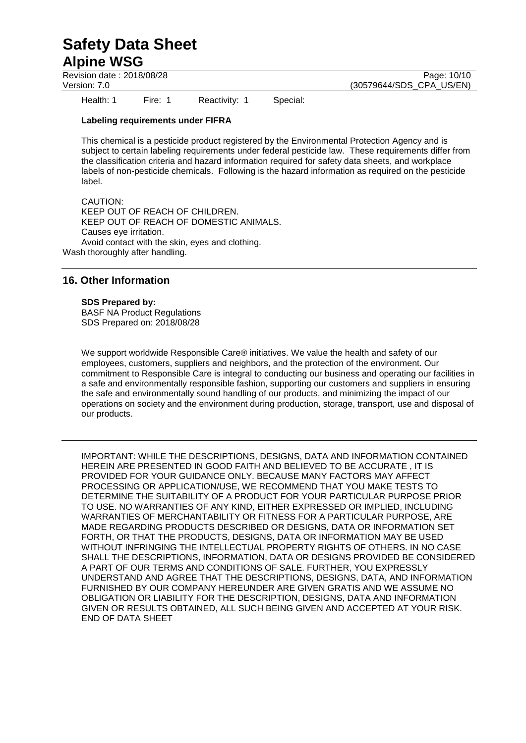Health: 1 Fire: 1 Reactivity: 1 Special:

**Labeling requirements under FIFRA**

This chemical is a pesticide product registered by the Environmental Protection Agency and is subject to certain labeling requirements under federal pesticide law. These requirements differ from the classification criteria and hazard information required for safety data sheets, and workplace labels of non-pesticide chemicals. Following is the hazard information as required on the pesticide label.

CAUTION:
KEEP OUT OF REACH OF CHILDREN.
KEEP OUT OF REACH OF DOMESTIC ANIMALS.
Causes eye irritation.
Avoid contact with the skin, eyes and clothing.
Wash thoroughly after handling.

## 16. Other Information

**SDS Prepared by:**
BASF NA Product Regulations
SDS Prepared on: 2018/08/28

We support worldwide Responsible Care® initiatives. We value the health and safety of our employees, customers, suppliers and neighbors, and the protection of the environment. Our commitment to Responsible Care is integral to conducting our business and operating our facilities in a safe and environmentally responsible fashion, supporting our customers and suppliers in ensuring the safe and environmentally sound handling of our products, and minimizing the impact of our operations on society and the environment during production, storage, transport, use and disposal of our products.

IMPORTANT: WHILE THE DESCRIPTIONS, DESIGNS, DATA AND INFORMATION CONTAINED HEREIN ARE PRESENTED IN GOOD FAITH AND BELIEVED TO BE ACCURATE , IT IS PROVIDED FOR YOUR GUIDANCE ONLY. BECAUSE MANY FACTORS MAY AFFECT PROCESSING OR APPLICATION/USE, WE RECOMMEND THAT YOU MAKE TESTS TO DETERMINE THE SUITABILITY OF A PRODUCT FOR YOUR PARTICULAR PURPOSE PRIOR TO USE. NO WARRANTIES OF ANY KIND, EITHER EXPRESSED OR IMPLIED, INCLUDING WARRANTIES OF MERCHANTABILITY OR FITNESS FOR A PARTICULAR PURPOSE, ARE MADE REGARDING PRODUCTS DESCRIBED OR DESIGNS, DATA OR INFORMATION SET FORTH, OR THAT THE PRODUCTS, DESIGNS, DATA OR INFORMATION MAY BE USED WITHOUT INFRINGING THE INTELLECTUAL PROPERTY RIGHTS OF OTHERS. IN NO CASE SHALL THE DESCRIPTIONS, INFORMATION, DATA OR DESIGNS PROVIDED BE CONSIDERED A PART OF OUR TERMS AND CONDITIONS OF SALE. FURTHER, YOU EXPRESSLY UNDERSTAND AND AGREE THAT THE DESCRIPTIONS, DESIGNS, DATA, AND INFORMATION FURNISHED BY OUR COMPANY HEREUNDER ARE GIVEN GRATIS AND WE ASSUME NO OBLIGATION OR LIABILITY FOR THE DESCRIPTION, DESIGNS, DATA AND INFORMATION GIVEN OR RESULTS OBTAINED, ALL SUCH BEING GIVEN AND ACCEPTED AT YOUR RISK.
END OF DATA SHEET